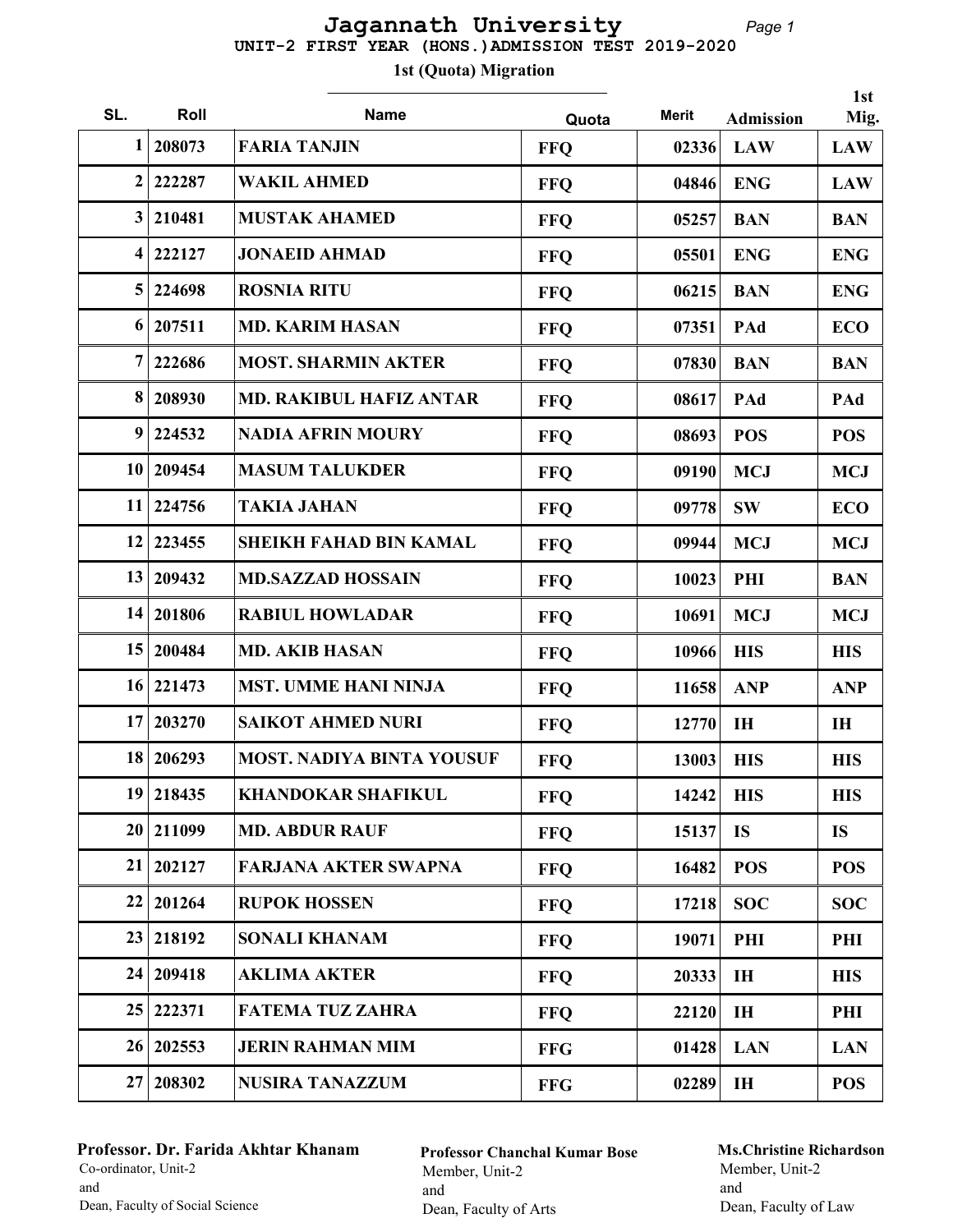# Jagannath University

## UNIT-2 FIRST YEAR (HONS.)ADMISSION TEST 2019-2020

### 1st (Quota) Migration

| SL. | Roll | Name | Quota | Merit | Admission | 1st Mig. |
|---|---|---|---|---|---|---|
| 1 | 208073 | FARIA TANJIN | FFQ | 02336 | LAW | LAW |
| 2 | 222287 | WAKIL AHMED | FFQ | 04846 | ENG | LAW |
| 3 | 210481 | MUSTAK AHAMED | FFQ | 05257 | BAN | BAN |
| 4 | 222127 | JONAEID AHMAD | FFQ | 05501 | ENG | ENG |
| 5 | 224698 | ROSNIA RITU | FFQ | 06215 | BAN | ENG |
| 6 | 207511 | MD. KARIM HASAN | FFQ | 07351 | PAd | ECO |
| 7 | 222686 | MOST. SHARMIN AKTER | FFQ | 07830 | BAN | BAN |
| 8 | 208930 | MD. RAKIBUL HAFIZ ANTAR | FFQ | 08617 | PAd | PAd |
| 9 | 224532 | NADIA AFRIN MOURY | FFQ | 08693 | POS | POS |
| 10 | 209454 | MASUM TALUKDER | FFQ | 09190 | MCJ | MCJ |
| 11 | 224756 | TAKIA JAHAN | FFQ | 09778 | SW | ECO |
| 12 | 223455 | SHEIKH FAHAD BIN KAMAL | FFQ | 09944 | MCJ | MCJ |
| 13 | 209432 | MD.SAZZAD HOSSAIN | FFQ | 10023 | PHI | BAN |
| 14 | 201806 | RABIUL HOWLADAR | FFQ | 10691 | MCJ | MCJ |
| 15 | 200484 | MD. AKIB HASAN | FFQ | 10966 | HIS | HIS |
| 16 | 221473 | MST. UMME HANI NINJA | FFQ | 11658 | ANP | ANP |
| 17 | 203270 | SAIKOT AHMED NURI | FFQ | 12770 | IH | IH |
| 18 | 206293 | MOST. NADIYA BINTA YOUSUF | FFQ | 13003 | HIS | HIS |
| 19 | 218435 | KHANDOKAR SHAFIKUL | FFQ | 14242 | HIS | HIS |
| 20 | 211099 | MD. ABDUR RAUF | FFQ | 15137 | IS | IS |
| 21 | 202127 | FARJANA AKTER SWAPNA | FFQ | 16482 | POS | POS |
| 22 | 201264 | RUPOK HOSSEN | FFQ | 17218 | SOC | SOC |
| 23 | 218192 | SONALI KHANAM | FFQ | 19071 | PHI | PHI |
| 24 | 209418 | AKLIMA AKTER | FFQ | 20333 | IH | HIS |
| 25 | 222371 | FATEMA TUZ ZAHRA | FFQ | 22120 | IH | PHI |
| 26 | 202553 | JERIN RAHMAN MIM | FFG | 01428 | LAN | LAN |
| 27 | 208302 | NUSIRA TANAZZUM | FFG | 02289 | IH | POS |

**Professor. Dr. Farida Akhtar Khanam**
Co-ordinator, Unit-2
and
Dean, Faculty of Social Science

**Professor Chanchal Kumar Bose**
Member, Unit-2
and
Dean, Faculty of Arts

**Ms.Christine Richardson**
Member, Unit-2
and
Dean, Faculty of Law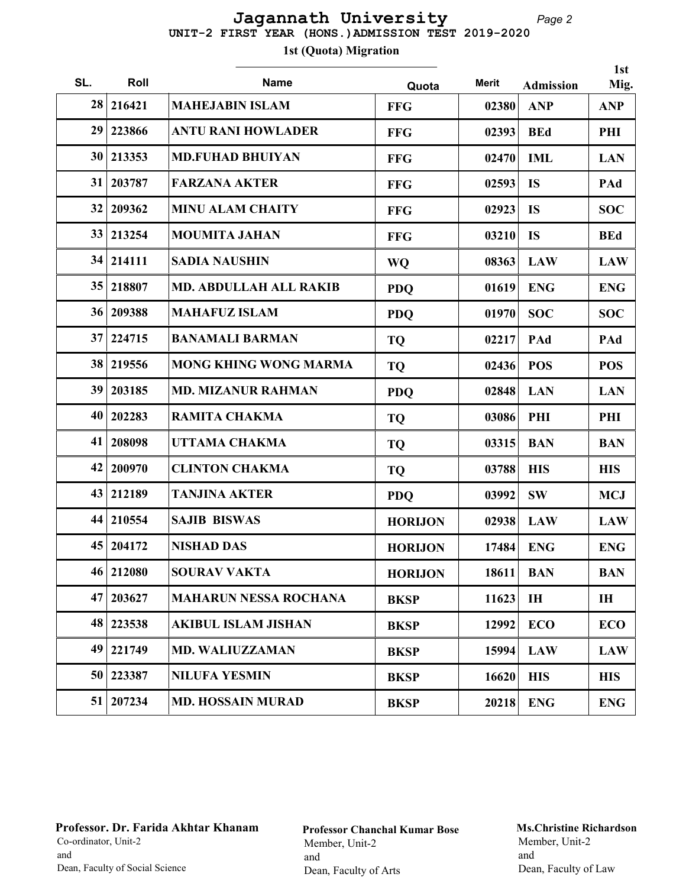# Jagannath University

## UNIT-2 FIRST YEAR (HONS.)ADMISSION TEST 2019-2020

### 1st (Quota) Migration

| SL. | Roll | Name | Quota | Merit | Admission | 1st Mig. |
|---|---|---|---|---|---|---|
| 28 | 216421 | MAHEJABIN ISLAM | FFG | 02380 | ANP | ANP |
| 29 | 223866 | ANTU RANI HOWLADER | FFG | 02393 | BEd | PHI |
| 30 | 213353 | MD.FUHAD BHUIYAN | FFG | 02470 | IML | LAN |
| 31 | 203787 | FARZANA AKTER | FFG | 02593 | IS | PAd |
| 32 | 209362 | MINU ALAM CHAITY | FFG | 02923 | IS | SOC |
| 33 | 213254 | MOUMITA JAHAN | FFG | 03210 | IS | BEd |
| 34 | 214111 | SADIA NAUSHIN | WQ | 08363 | LAW | LAW |
| 35 | 218807 | MD. ABDULLAH ALL RAKIB | PDQ | 01619 | ENG | ENG |
| 36 | 209388 | MAHAFUZ ISLAM | PDQ | 01970 | SOC | SOC |
| 37 | 224715 | BANAMALI BARMAN | TQ | 02217 | PAd | PAd |
| 38 | 219556 | MONG KHING WONG MARMA | TQ | 02436 | POS | POS |
| 39 | 203185 | MD. MIZANUR RAHMAN | PDQ | 02848 | LAN | LAN |
| 40 | 202283 | RAMITA CHAKMA | TQ | 03086 | PHI | PHI |
| 41 | 208098 | UTTAMA CHAKMA | TQ | 03315 | BAN | BAN |
| 42 | 200970 | CLINTON CHAKMA | TQ | 03788 | HIS | HIS |
| 43 | 212189 | TANJINA AKTER | PDQ | 03992 | SW | MCJ |
| 44 | 210554 | SAJIB BISWAS | HORIJON | 02938 | LAW | LAW |
| 45 | 204172 | NISHAD DAS | HORIJON | 17484 | ENG | ENG |
| 46 | 212080 | SOURAV VAKTA | HORIJON | 18611 | BAN | BAN |
| 47 | 203627 | MAHARUN NESSA ROCHANA | BKSP | 11623 | IH | IH |
| 48 | 223538 | AKIBUL ISLAM JISHAN | BKSP | 12992 | ECO | ECO |
| 49 | 221749 | MD. WALIUZZAMAN | BKSP | 15994 | LAW | LAW |
| 50 | 223387 | NILUFA YESMIN | BKSP | 16620 | HIS | HIS |
| 51 | 207234 | MD. HOSSAIN MURAD | BKSP | 20218 | ENG | ENG |

**Professor. Dr. Farida Akhtar Khanam**
Co-ordinator, Unit-2
and
Dean, Faculty of Social Science

**Professor Chanchal Kumar Bose**
Member, Unit-2
and
Dean, Faculty of Arts

**Ms.Christine Richardson**
Member, Unit-2
and
Dean, Faculty of Law